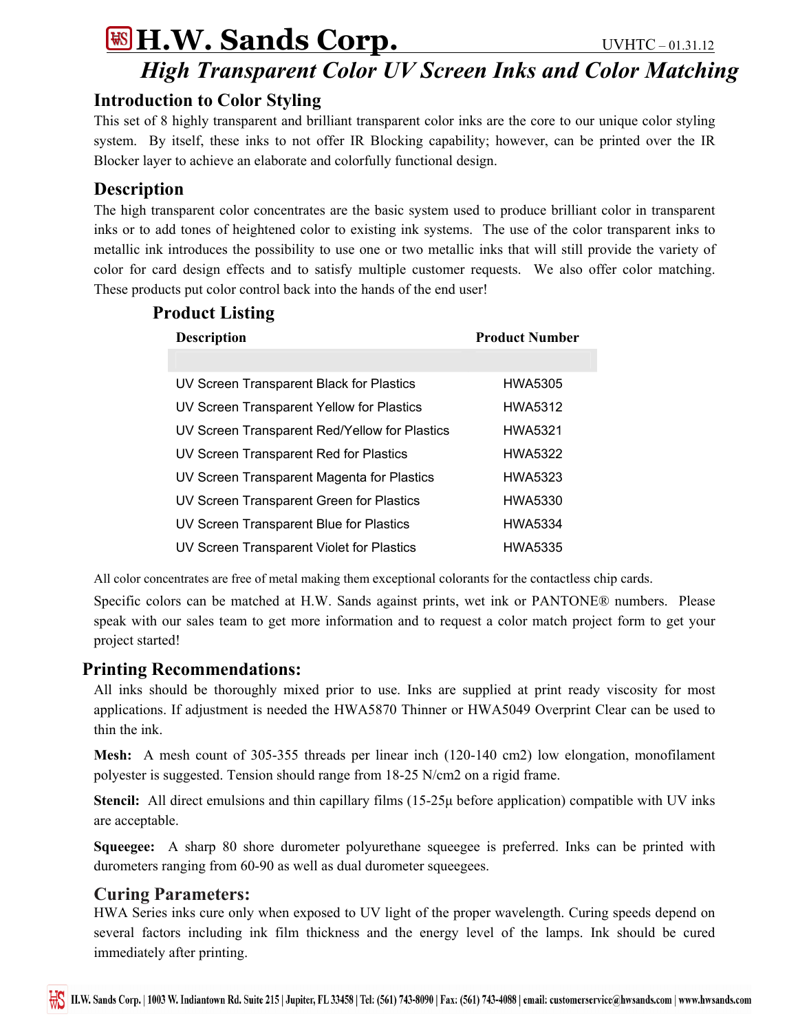# H.W. Sands Corp.

UVHTC – 01.31.12

## *High Transparent Color UV Screen Inks and Color Matching*

### Introduction to Color Styling

This set of 8 highly transparent and brilliant transparent color inks are the core to our unique color styling system. By itself, these inks to not offer IR Blocking capability; however, can be printed over the IR Blocker layer to achieve an elaborate and colorfully functional design.

### Description

The high transparent color concentrates are the basic system used to produce brilliant color in transparent inks or to add tones of heightened color to existing ink systems. The use of the color transparent inks to metallic ink introduces the possibility to use one or two metallic inks that will still provide the variety of color for card design effects and to satisfy multiple customer requests. We also offer color matching. These products put color control back into the hands of the end user!

### Product Listing

| Description | Product Number |
|---|---|
| UV Screen Transparent Black for Plastics | HWA5305 |
| UV Screen Transparent Yellow for Plastics | HWA5312 |
| UV Screen Transparent Red/Yellow for Plastics | HWA5321 |
| UV Screen Transparent Red for Plastics | HWA5322 |
| UV Screen Transparent Magenta for Plastics | HWA5323 |
| UV Screen Transparent Green for Plastics | HWA5330 |
| UV Screen Transparent Blue for Plastics | HWA5334 |
| UV Screen Transparent Violet for Plastics | HWA5335 |

All color concentrates are free of metal making them exceptional colorants for the contactless chip cards.

Specific colors can be matched at H.W. Sands against prints, wet ink or PANTONE® numbers. Please speak with our sales team to get more information and to request a color match project form to get your project started!

### Printing Recommendations:

All inks should be thoroughly mixed prior to use. Inks are supplied at print ready viscosity for most applications. If adjustment is needed the HWA5870 Thinner or HWA5049 Overprint Clear can be used to thin the ink.

**Mesh:** A mesh count of 305-355 threads per linear inch (120-140 cm2) low elongation, monofilament polyester is suggested. Tension should range from 18-25 N/cm2 on a rigid frame.

**Stencil:** All direct emulsions and thin capillary films (15-25μ before application) compatible with UV inks are acceptable.

**Squeegee:** A sharp 80 shore durometer polyurethane squeegee is preferred. Inks can be printed with durometers ranging from 60-90 as well as dual durometer squeegees.

### Curing Parameters:

HWA Series inks cure only when exposed to UV light of the proper wavelength. Curing speeds depend on several factors including ink film thickness and the energy level of the lamps. Ink should be cured immediately after printing.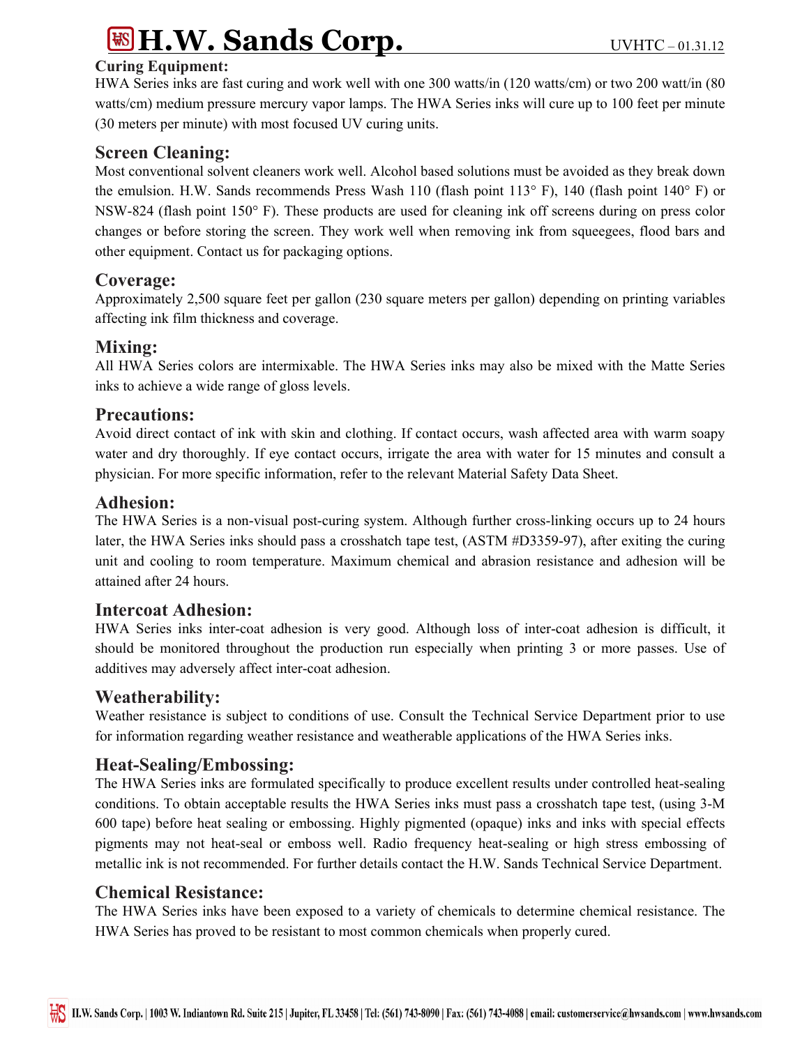## Curing Equipment:

HWA Series inks are fast curing and work well with one 300 watts/in (120 watts/cm) or two 200 watt/in (80 watts/cm) medium pressure mercury vapor lamps. The HWA Series inks will cure up to 100 feet per minute (30 meters per minute) with most focused UV curing units.

## Screen Cleaning:

Most conventional solvent cleaners work well. Alcohol based solutions must be avoided as they break down the emulsion. H.W. Sands recommends Press Wash 110 (flash point 113° F), 140 (flash point 140° F) or NSW-824 (flash point 150° F). These products are used for cleaning ink off screens during on press color changes or before storing the screen. They work well when removing ink from squeegees, flood bars and other equipment. Contact us for packaging options.

## Coverage:

Approximately 2,500 square feet per gallon (230 square meters per gallon) depending on printing variables affecting ink film thickness and coverage.

## Mixing:

All HWA Series colors are intermixable. The HWA Series inks may also be mixed with the Matte Series inks to achieve a wide range of gloss levels.

## Precautions:

Avoid direct contact of ink with skin and clothing. If contact occurs, wash affected area with warm soapy water and dry thoroughly. If eye contact occurs, irrigate the area with water for 15 minutes and consult a physician. For more specific information, refer to the relevant Material Safety Data Sheet.

## Adhesion:

The HWA Series is a non-visual post-curing system. Although further cross-linking occurs up to 24 hours later, the HWA Series inks should pass a crosshatch tape test, (ASTM #D3359-97), after exiting the curing unit and cooling to room temperature. Maximum chemical and abrasion resistance and adhesion will be attained after 24 hours.

## Intercoat Adhesion:

HWA Series inks inter-coat adhesion is very good. Although loss of inter-coat adhesion is difficult, it should be monitored throughout the production run especially when printing 3 or more passes. Use of additives may adversely affect inter-coat adhesion.

## Weatherability:

Weather resistance is subject to conditions of use. Consult the Technical Service Department prior to use for information regarding weather resistance and weatherable applications of the HWA Series inks.

## Heat-Sealing/Embossing:

The HWA Series inks are formulated specifically to produce excellent results under controlled heat-sealing conditions. To obtain acceptable results the HWA Series inks must pass a crosshatch tape test, (using 3-M 600 tape) before heat sealing or embossing. Highly pigmented (opaque) inks and inks with special effects pigments may not heat-seal or emboss well. Radio frequency heat-sealing or high stress embossing of metallic ink is not recommended. For further details contact the H.W. Sands Technical Service Department.

## Chemical Resistance:

The HWA Series inks have been exposed to a variety of chemicals to determine chemical resistance. The HWA Series has proved to be resistant to most common chemicals when properly cured.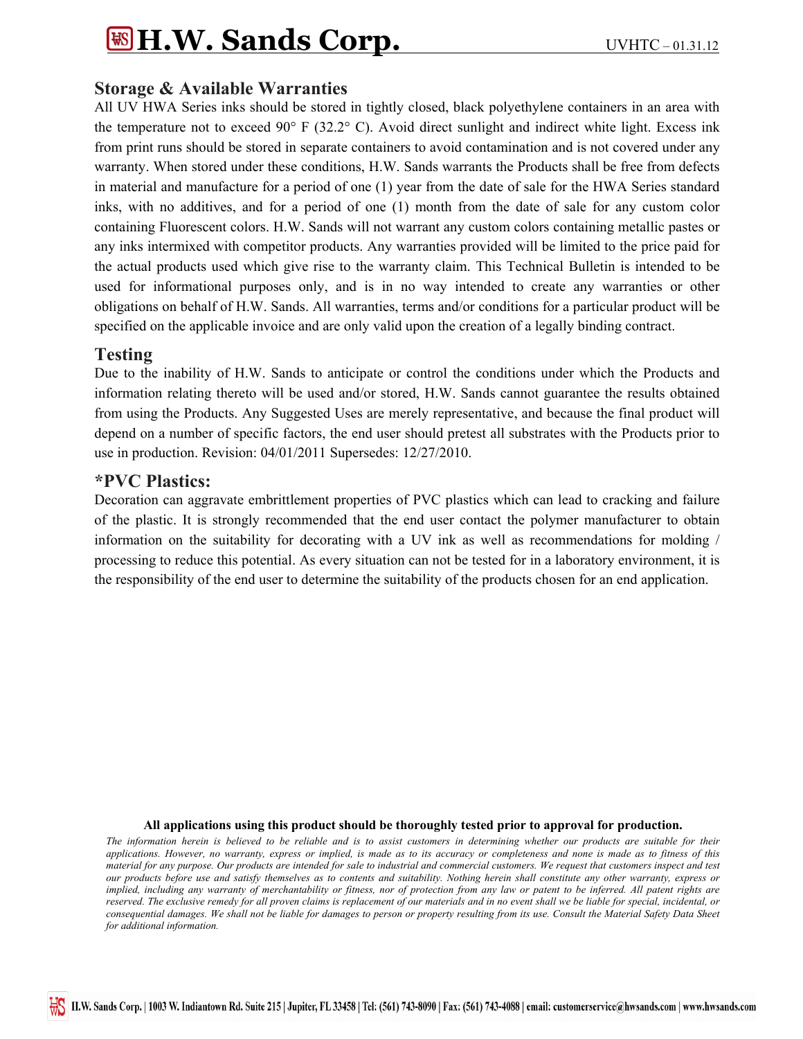## Storage & Available Warranties

All UV HWA Series inks should be stored in tightly closed, black polyethylene containers in an area with the temperature not to exceed 90° F (32.2° C). Avoid direct sunlight and indirect white light. Excess ink from print runs should be stored in separate containers to avoid contamination and is not covered under any warranty. When stored under these conditions, H.W. Sands warrants the Products shall be free from defects in material and manufacture for a period of one (1) year from the date of sale for the HWA Series standard inks, with no additives, and for a period of one (1) month from the date of sale for any custom color containing Fluorescent colors. H.W. Sands will not warrant any custom colors containing metallic pastes or any inks intermixed with competitor products. Any warranties provided will be limited to the price paid for the actual products used which give rise to the warranty claim. This Technical Bulletin is intended to be used for informational purposes only, and is in no way intended to create any warranties or other obligations on behalf of H.W. Sands. All warranties, terms and/or conditions for a particular product will be specified on the applicable invoice and are only valid upon the creation of a legally binding contract.

## Testing

Due to the inability of H.W. Sands to anticipate or control the conditions under which the Products and information relating thereto will be used and/or stored, H.W. Sands cannot guarantee the results obtained from using the Products. Any Suggested Uses are merely representative, and because the final product will depend on a number of specific factors, the end user should pretest all substrates with the Products prior to use in production. Revision: 04/01/2011 Supersedes: 12/27/2010.

## *PVC Plastics:

Decoration can aggravate embrittlement properties of PVC plastics which can lead to cracking and failure of the plastic. It is strongly recommended that the end user contact the polymer manufacturer to obtain information on the suitability for decorating with a UV ink as well as recommendations for molding / processing to reduce this potential. As every situation can not be tested for in a laboratory environment, it is the responsibility of the end user to determine the suitability of the products chosen for an end application.

**All applications using this product should be thoroughly tested prior to approval for production.**

*The information herein is believed to be reliable and is to assist customers in determining whether our products are suitable for their applications. However, no warranty, express or implied, is made as to its accuracy or completeness and none is made as to fitness of this material for any purpose. Our products are intended for sale to industrial and commercial customers. We request that customers inspect and test our products before use and satisfy themselves as to contents and suitability. Nothing herein shall constitute any other warranty, express or implied, including any warranty of merchantability or fitness, nor of protection from any law or patent to be inferred. All patent rights are reserved. The exclusive remedy for all proven claims is replacement of our materials and in no event shall we be liable for special, incidental, or consequential damages. We shall not be liable for damages to person or property resulting from its use. Consult the Material Safety Data Sheet for additional information.*

H.W. Sands Corp. | 1003 W. Indiantown Rd. Suite 215 | Jupiter, FL 33458 | Tel: (561) 743-8090 | Fax: (561) 743-4088 | email: customerservice@hwsands.com | www.hwsands.com